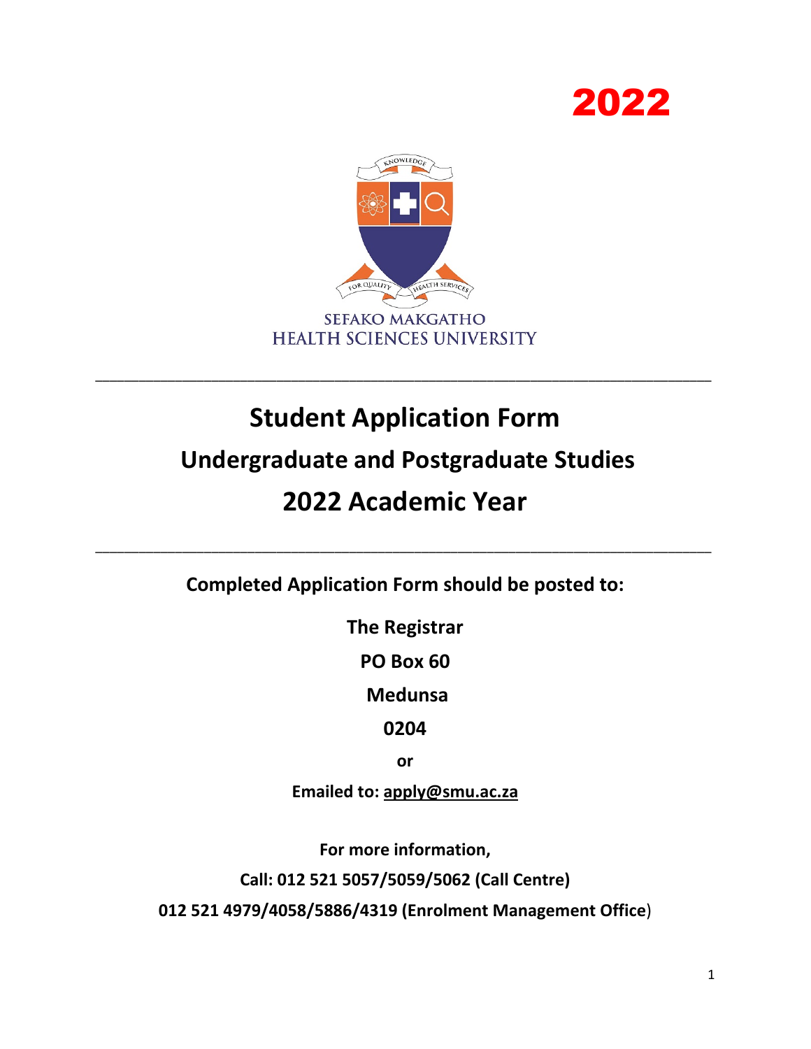# 2022

SEFAKO MAKGATHO
HEALTH SCIENCES UNIVERSITY

---

# Student Application Form

## Undergraduate and Postgraduate Studies

## 2022 Academic Year

---

**Completed Application Form should be posted to:**

**The Registrar**

**PO Box 60**

**Medunsa**

**0204**

**or**

**Emailed to: apply@smu.ac.za**

**For more information,**

**Call: 012 521 5057/5059/5062 (Call Centre)**

**012 521 4979/4058/5886/4319 (Enrolment Management Office)**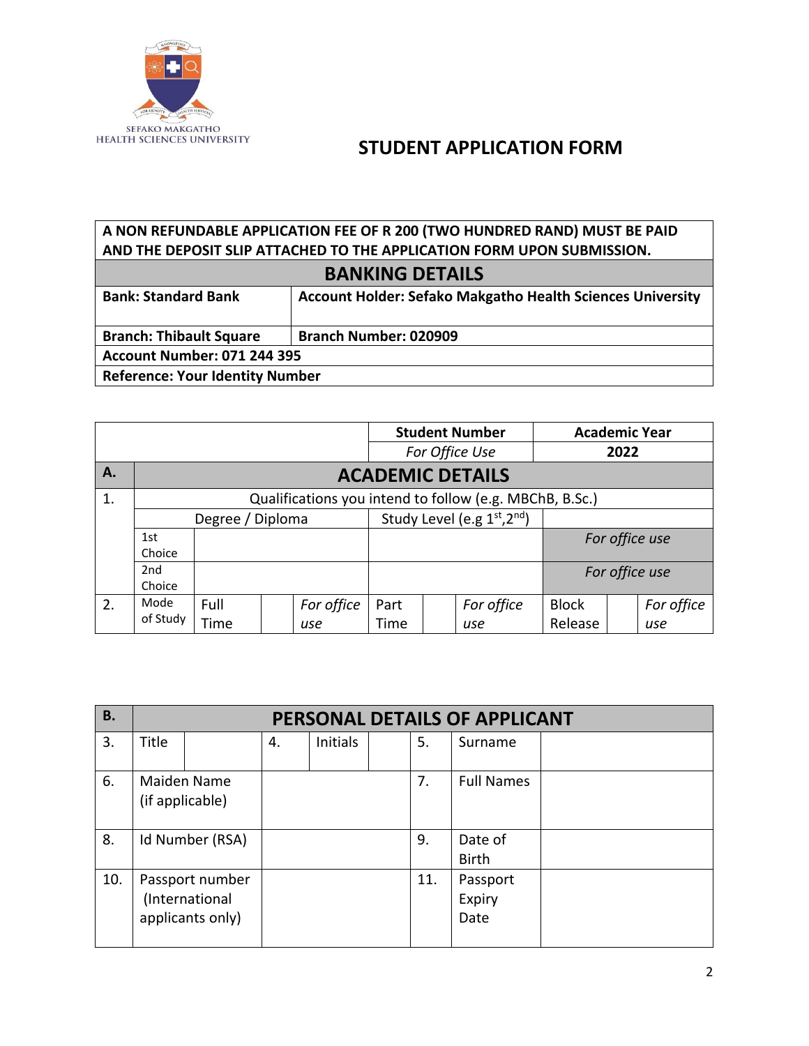SEFAKO MAKGATHO HEALTH SCIENCES UNIVERSITY

# STUDENT APPLICATION FORM

| **A NON REFUNDABLE APPLICATION FEE OF R 200 (TWO HUNDRED RAND) MUST BE PAID AND THE DEPOSIT SLIP ATTACHED TO THE APPLICATION FORM UPON SUBMISSION.** | |
|---|---|
| **BANKING DETAILS** | |
| **Bank: Standard Bank** | **Account Holder: Sefako Makgatho Health Sciences University** |
| **Branch: Thibault Square** | **Branch Number: 020909** |
| **Account Number: 071 244 395** | |
| **Reference: Your Identity Number** | |

| | | | | | | | | | |
|---|---|---|---|---|---|---|---|---|---|
| | | | | **Student Number** | | | **Academic Year** | | |
| | | | | *For Office Use* | | | **2022** | | |
| **A.** | **ACADEMIC DETAILS** | | | | | | | | |
| 1. | Qualifications you intend to follow (e.g. MBChB, B.Sc.) | | | | | | | | |
| | Degree / Diploma | | | Study Level (e.g $1^{st}$, $2^{nd}$) | | | | | |
| | 1st Choice | | | | | | *For office use* | | |
| | 2nd Choice | | | | | | *For office use* | | |
| 2. | Mode of Study | Full Time | | *For office use* | Part Time | | *For office use* | Block Release | | *For office use* |

| | | | | | | | |
|---|---|---|---|---|---|---|---|
| **B.** | **PERSONAL DETAILS OF APPLICANT** | | | | | | |
| 3. | Title | | 4. | Initials | | 5. | Surname | |
| 6. | Maiden Name (if applicable) | | | | 7. | Full Names | |
| 8. | Id Number (RSA) | | | | 9. | Date of Birth | |
| 10. | Passport number (International applicants only) | | | | 11. | Passport Expiry Date | |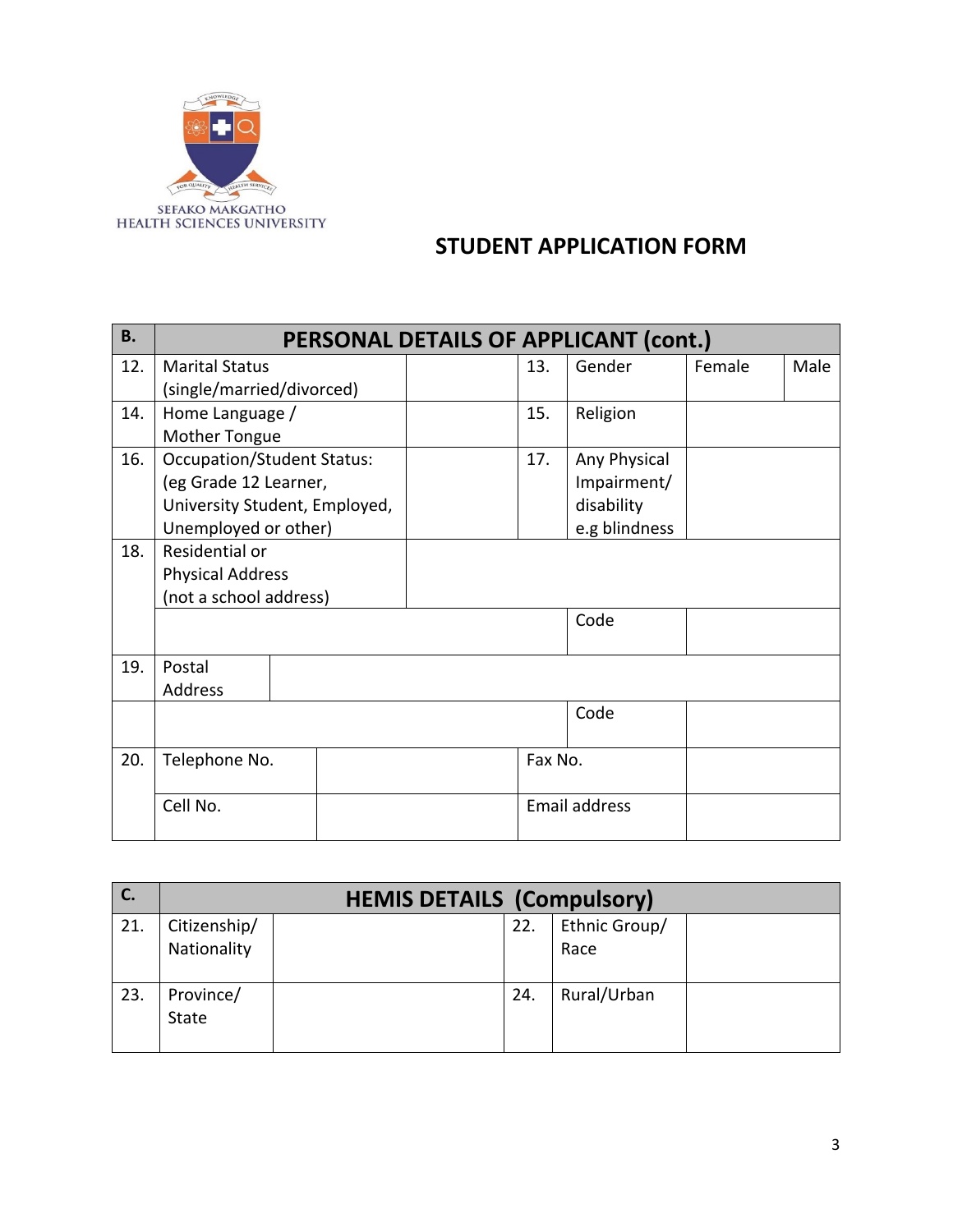SEFAKO MAKGATHO
HEALTH SCIENCES UNIVERSITY

# STUDENT APPLICATION FORM

| B. | PERSONAL DETAILS OF APPLICANT (cont.) | | | | | |
|---|---|---|---|---|---|---|
| 12. | Marital Status (single/married/divorced) | | 13. | Gender | Female | Male |
| 14. | Home Language / Mother Tongue | | 15. | Religion | | |
| 16. | Occupation/Student Status: (eg Grade 12 Learner, University Student, Employed, Unemployed or other) | | 17. | Any Physical Impairment/ disability e.g blindness | | |
| 18. | Residential or Physical Address (not a school address) | | | | | |
| | | | | Code | | |
| 19. | Postal Address | | | | | |
| | | | | Code | | |
| 20. | Telephone No. | | Fax No. | | | |
| | Cell No. | | Email address | | | |

| C. | HEMIS DETAILS (Compulsory) | | | | |
|---|---|---|---|---|---|
| 21. | Citizenship/ Nationality | | 22. | Ethnic Group/ Race | |
| 23. | Province/ State | | 24. | Rural/Urban | |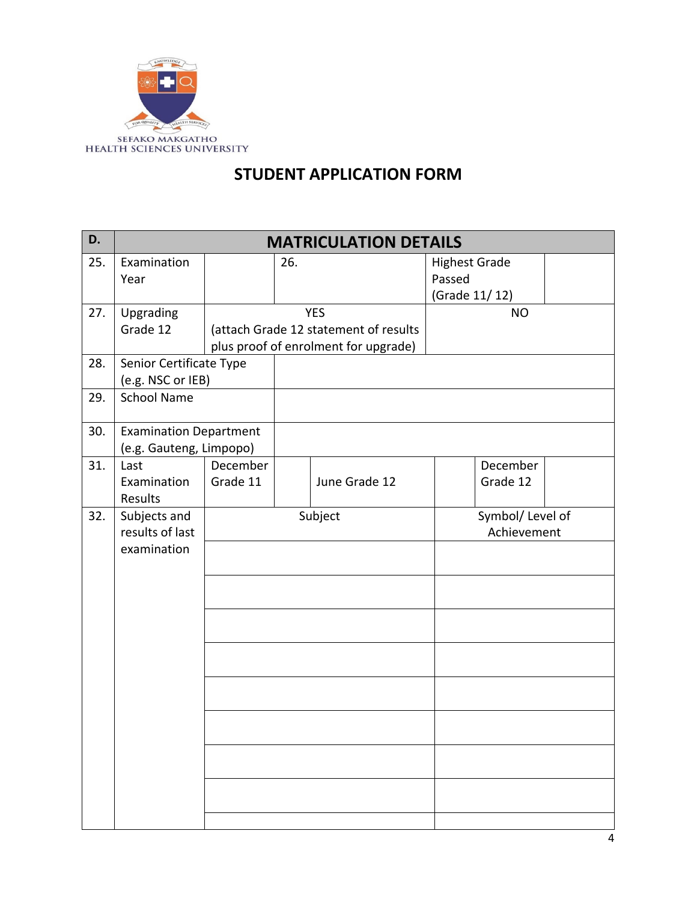SEFAKO MAKGATHO HEALTH SCIENCES UNIVERSITY

## STUDENT APPLICATION FORM

| D. | MATRICULATION DETAILS | | | | | | |
|---|---|---|---|---|---|---|---|
| 25. | Examination Year | | 26. | | Highest Grade Passed (Grade 11/ 12) | | |
| 27. | Upgrading Grade 12 | YES (attach Grade 12 statement of results plus proof of enrolment for upgrade) | | | NO | | |
| 28. | Senior Certificate Type (e.g. NSC or IEB) | | | | | | |
| 29. | School Name | | | | | | |
| 30. | Examination Department (e.g. Gauteng, Limpopo) | | | | | | |
| 31. | Last Examination Results | December Grade 11 | | June Grade 12 | | December Grade 12 | |
| 32. | Subjects and results of last examination | Subject | | | Symbol/ Level of Achievement | | |
| | | | | | | | |
| | | | | | | | |
| | | | | | | | |
| | | | | | | | |
| | | | | | | | |
| | | | | | | | |
| | | | | | | | |
| | | | | | | | |
| | | | | | | | |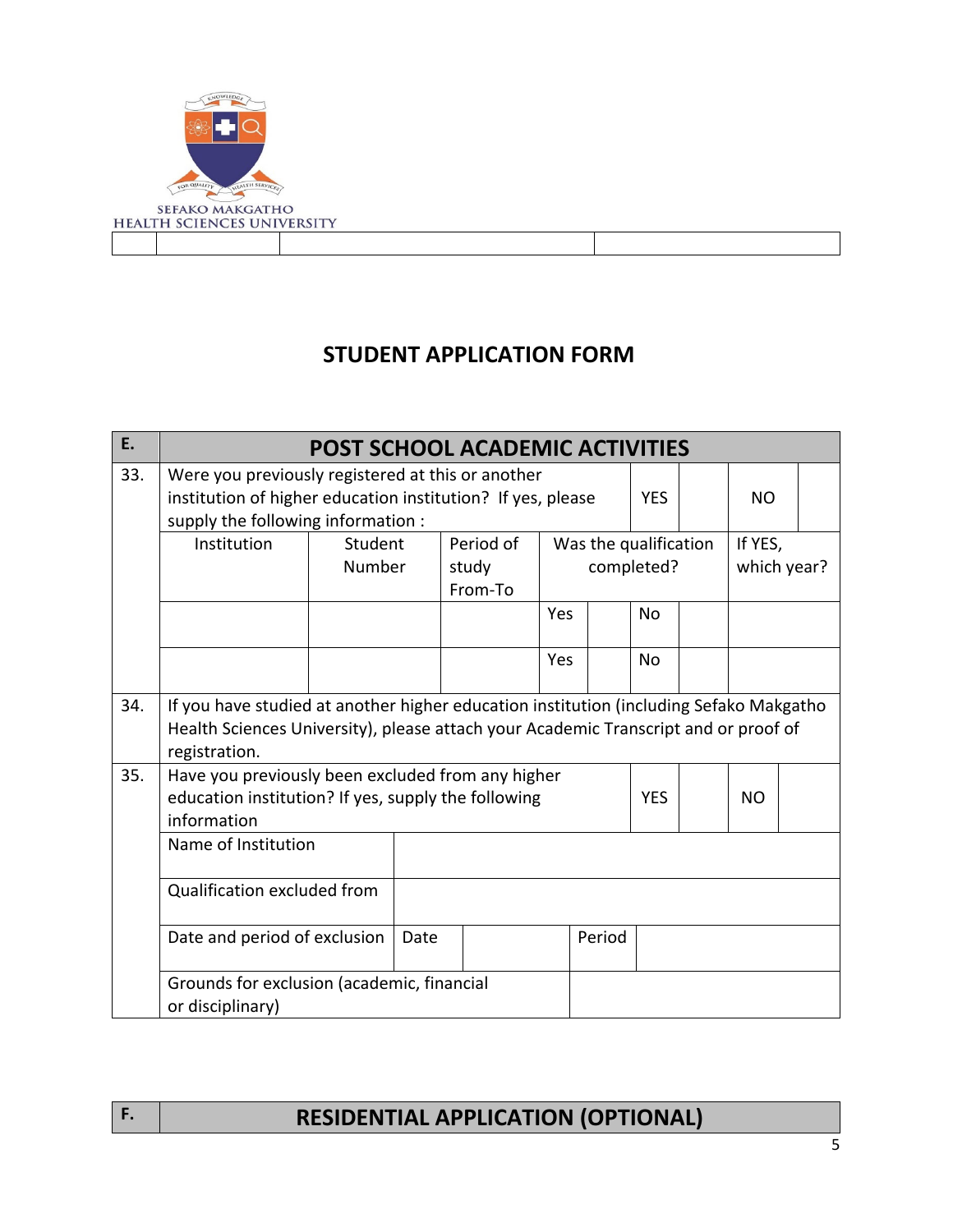SEFAKO MAKGATHO HEALTH SCIENCES UNIVERSITY

| | | | |
|---|---|---|---|
| | | | |

## STUDENT APPLICATION FORM

| E. | POST SCHOOL ACADEMIC ACTIVITIES | | | | | | | |
|---|---|---|---|---|---|---|---|---|
| 33. | Were you previously registered at this or another institution of higher education institution? If yes, please supply the following information : | | | | YES | | NO | |
| | Institution | Student Number | Period of study From-To | Was the qualification completed? | | | | If YES, which year? |
| | | | | Yes | | No | | |
| | | | | Yes | | No | | |
| 34. | If you have studied at another higher education institution (including Sefako Makgatho Health Sciences University), please attach your Academic Transcript and or proof of registration. | | | | | | | |
| 35. | Have you previously been excluded from any higher education institution? If yes, supply the following information | | | | YES | | NO | |
| | Name of Institution | | | | | | | |
| | Qualification excluded from | | | | | | | |
| | Date and period of exclusion | Date | | Period | | | | |
| | Grounds for exclusion (academic, financial or disciplinary) | | | | | | | |

| F. | RESIDENTIAL APPLICATION (OPTIONAL) |
|---|---|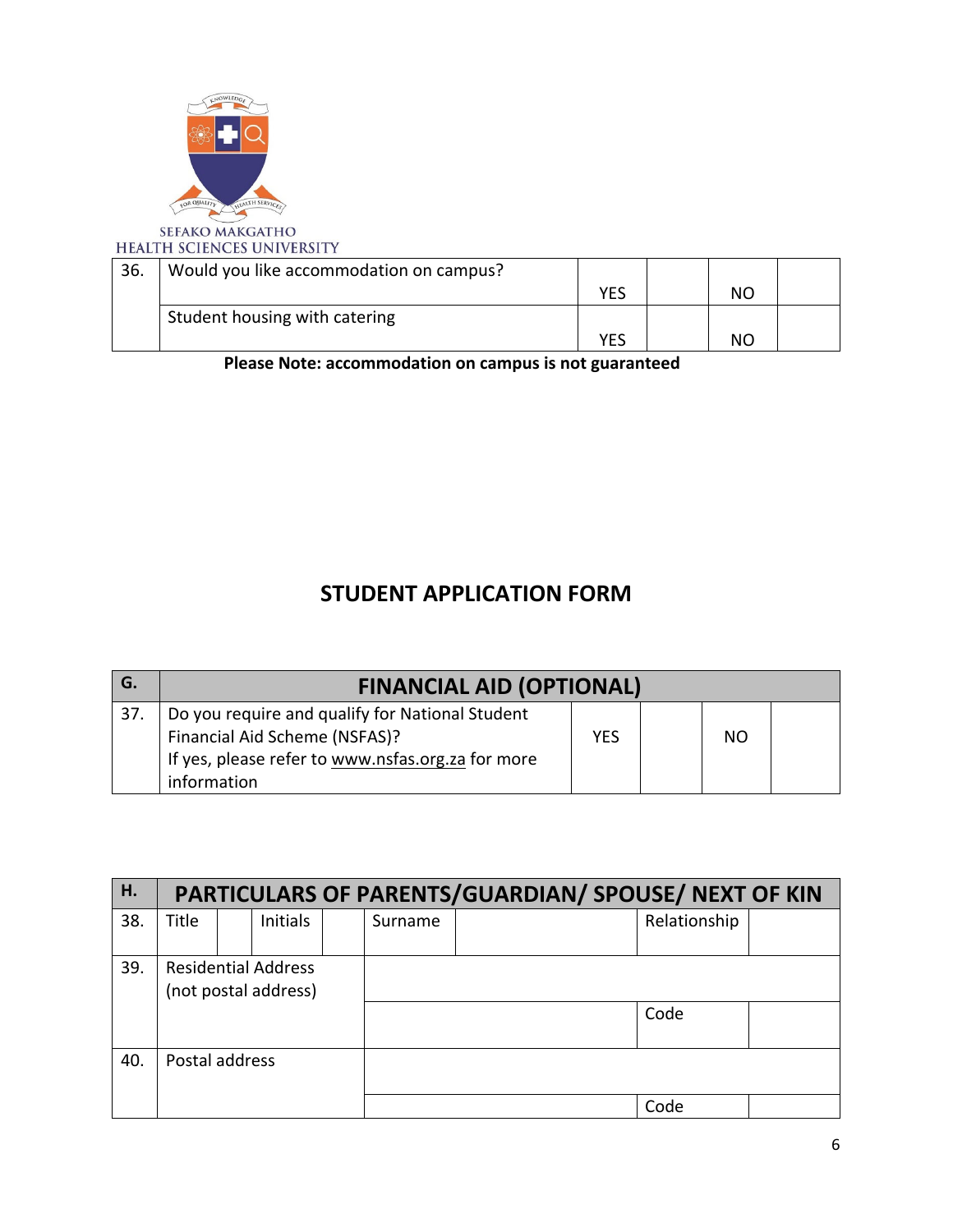SEFAKO MAKGATHO
HEALTH SCIENCES UNIVERSITY

| 36. | Would you like accommodation on campus? | YES | | NO | |
|---|---|---|---|---|---|
| | Student housing with catering | YES | | NO | |

**Please Note: accommodation on campus is not guaranteed**

## STUDENT APPLICATION FORM

| G. | FINANCIAL AID (OPTIONAL) | | | | |
|---|---|---|---|---|---|
| 37. | Do you require and qualify for National Student Financial Aid Scheme (NSFAS)? If yes, please refer to www.nsfas.org.za for more information | YES | | NO | |

| H. | PARTICULARS OF PARENTS/GUARDIAN/ SPOUSE/ NEXT OF KIN | | | | | | | |
|---|---|---|---|---|---|---|---|---|
| 38. | Title | | Initials | | Surname | | Relationship | |
| 39. | Residential Address (not postal address) | | | | | | | |
| | | | | | | | Code | |
| 40. | Postal address | | | | | | | |
| | | | | | | | Code | |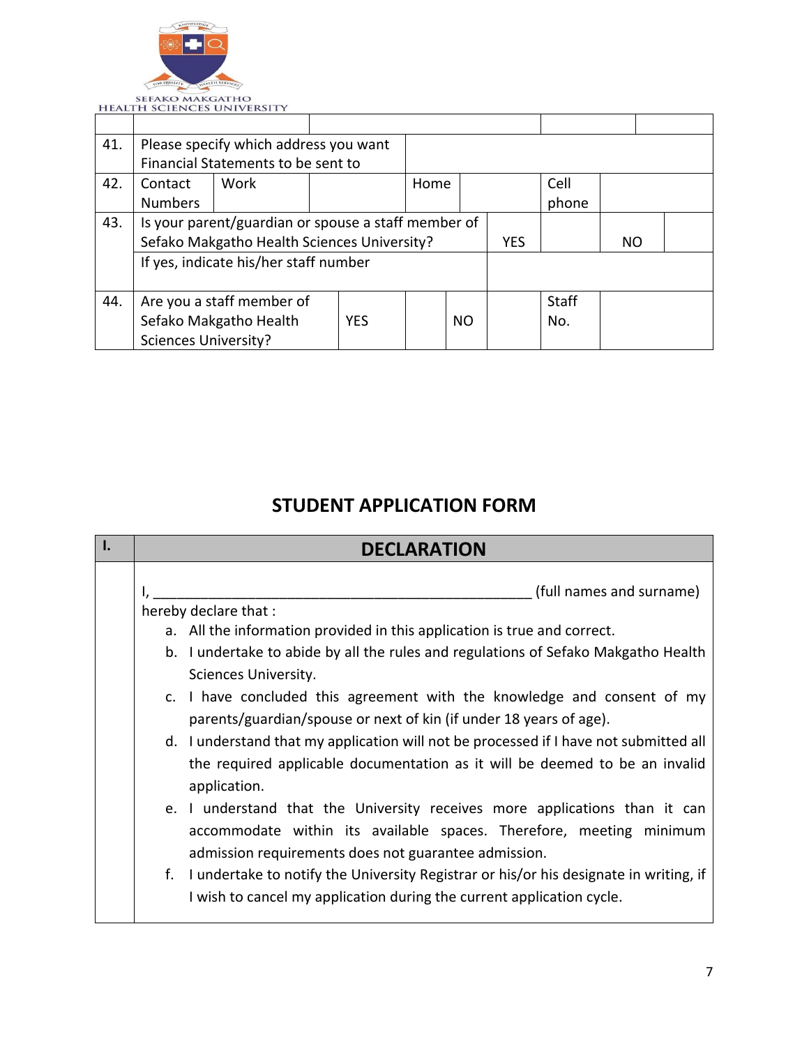| | | | | | | |
|---|---|---|---|---|---|---|
| | | | | | | |
| 41. | Please specify which address you want Financial Statements to be sent to | | | | | |
| 42. | Contact Numbers | Work | | Home | | Cell phone | |
| 43. | Is your parent/guardian or spouse a staff member of Sefako Makgatho Health Sciences University? | | YES | | NO | |
| | If yes, indicate his/her staff number | | | | | |
| 44. | Are you a staff member of Sefako Makgatho Health Sciences University? | YES | | NO | | Staff No. | |

## STUDENT APPLICATION FORM

| I. | DECLARATION |
|---|---|
| | I, _________________________________________________ (full names and surname) hereby declare that :<br>a. All the information provided in this application is true and correct.<br>b. I undertake to abide by all the rules and regulations of Sefako Makgatho Health Sciences University.<br>c. I have concluded this agreement with the knowledge and consent of my parents/guardian/spouse or next of kin (if under 18 years of age).<br>d. I understand that my application will not be processed if I have not submitted all the required applicable documentation as it will be deemed to be an invalid application.<br>e. I understand that the University receives more applications than it can accommodate within its available spaces. Therefore, meeting minimum admission requirements does not guarantee admission.<br>f. I undertake to notify the University Registrar or his/or his designate in writing, if I wish to cancel my application during the current application cycle. |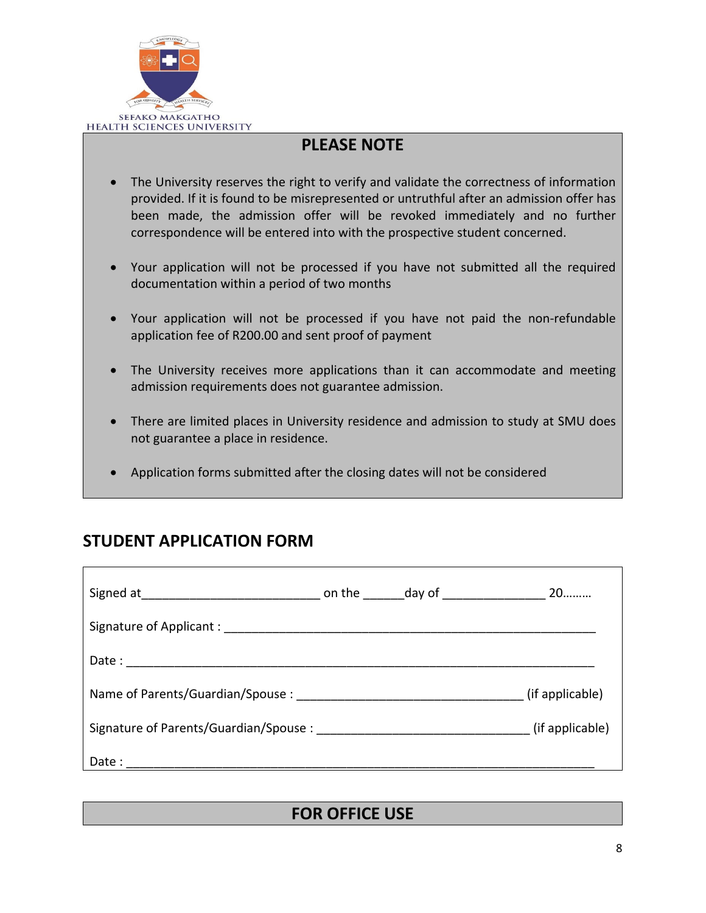SEFAKO MAKGATHO
HEALTH SCIENCES UNIVERSITY

## PLEASE NOTE

- The University reserves the right to verify and validate the correctness of information provided. If it is found to be misrepresented or untruthful after an admission offer has been made, the admission offer will be revoked immediately and no further correspondence will be entered into with the prospective student concerned.
- Your application will not be processed if you have not submitted all the required documentation within a period of two months
- Your application will not be processed if you have not paid the non-refundable application fee of R200.00 and sent proof of payment
- The University receives more applications than it can accommodate and meeting admission requirements does not guarantee admission.
- There are limited places in University residence and admission to study at SMU does not guarantee a place in residence.
- Application forms submitted after the closing dates will not be considered

## STUDENT APPLICATION FORM

Signed at__________________________ on the ______day of _______________ 20………

Signature of Applicant : _______________________________________________________

Date : _____________________________________________________________________

Name of Parents/Guardian/Spouse : _________________________________ (if applicable)

Signature of Parents/Guardian/Spouse : _______________________________ (if applicable)

Date : _____________________________________________________________________

## FOR OFFICE USE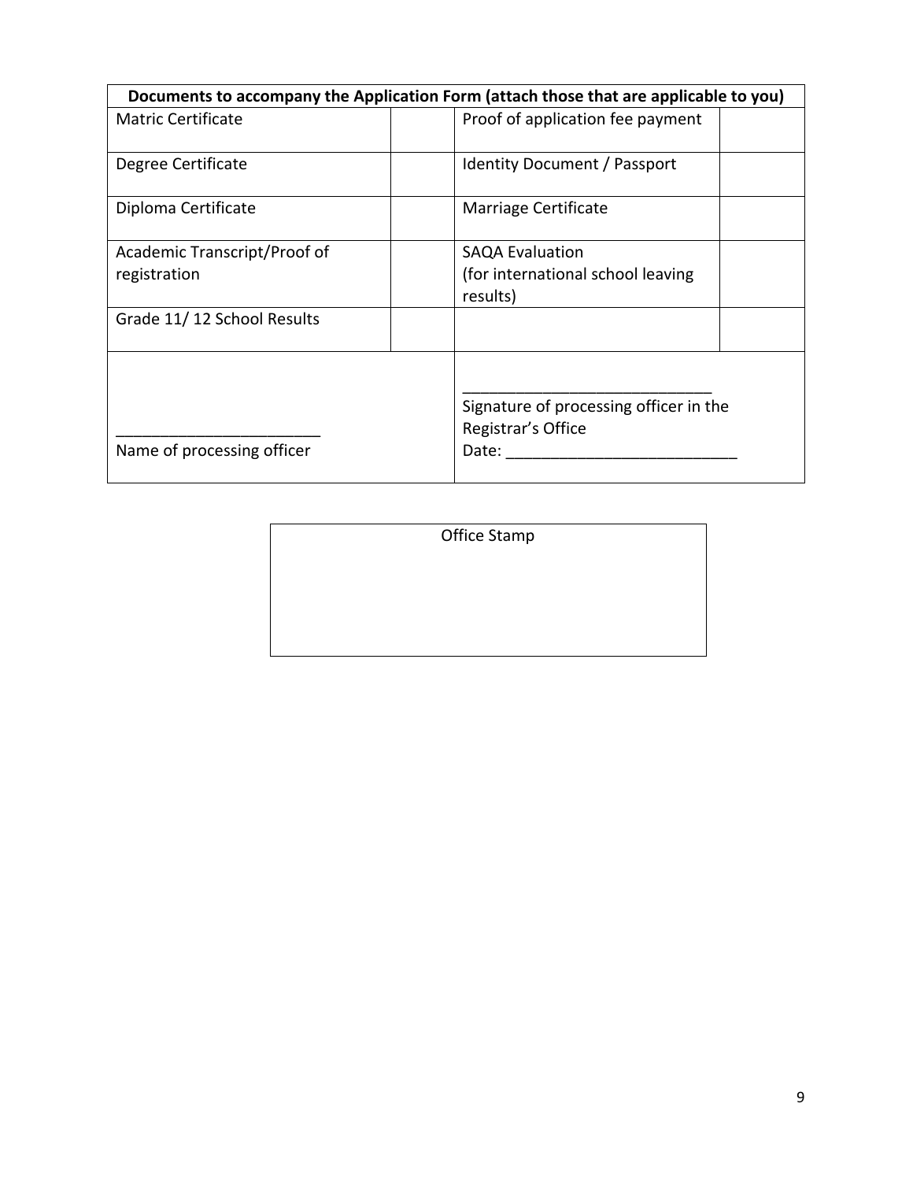| Documents to accompany the Application Form (attach those that are applicable to you) | | | |
|---|---|---|---|
| Matric Certificate | | Proof of application fee payment | |
| Degree Certificate | | Identity Document / Passport | |
| Diploma Certificate | | Marriage Certificate | |
| Academic Transcript/Proof of registration | | SAQA Evaluation (for international school leaving results) | |
| Grade 11/ 12 School Results | | | |
| _______________________ Name of processing officer | | ____________________________ Signature of processing officer in the Registrar's Office Date: __________________________ | |

| Office Stamp |
|---|
| |